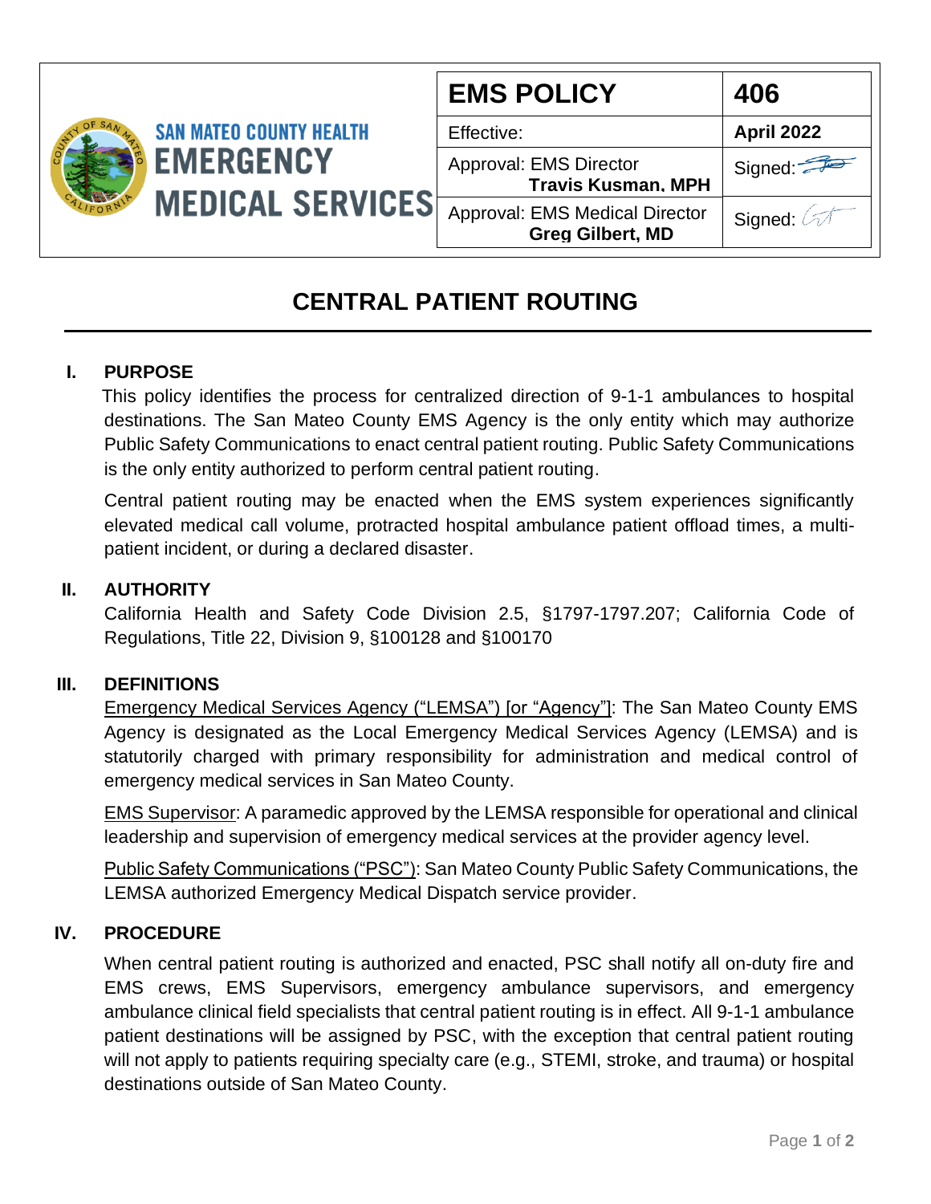SAN MATEO COUNTY HEALTH
EMERGENCY MEDICAL SERVICES

| EMS POLICY | 406 |
|---|---|
| Effective: | April 2022 |
| Approval: EMS Director **Travis Kusman, MPH** | Signed: |
| Approval: EMS Medical Director **Greg Gilbert, MD** | Signed: |

# CENTRAL PATIENT ROUTING

## I. PURPOSE

This policy identifies the process for centralized direction of 9-1-1 ambulances to hospital destinations. The San Mateo County EMS Agency is the only entity which may authorize Public Safety Communications to enact central patient routing. Public Safety Communications is the only entity authorized to perform central patient routing.

Central patient routing may be enacted when the EMS system experiences significantly elevated medical call volume, protracted hospital ambulance patient offload times, a multi-patient incident, or during a declared disaster.

## II. AUTHORITY

California Health and Safety Code Division 2.5, §1797-1797.207; California Code of Regulations, Title 22, Division 9, §100128 and §100170

## III. DEFINITIONS

Emergency Medical Services Agency ("LEMSA") [or "Agency"]: The San Mateo County EMS Agency is designated as the Local Emergency Medical Services Agency (LEMSA) and is statutorily charged with primary responsibility for administration and medical control of emergency medical services in San Mateo County.

EMS Supervisor: A paramedic approved by the LEMSA responsible for operational and clinical leadership and supervision of emergency medical services at the provider agency level.

Public Safety Communications ("PSC"): San Mateo County Public Safety Communications, the LEMSA authorized Emergency Medical Dispatch service provider.

## IV. PROCEDURE

When central patient routing is authorized and enacted, PSC shall notify all on-duty fire and EMS crews, EMS Supervisors, emergency ambulance supervisors, and emergency ambulance clinical field specialists that central patient routing is in effect. All 9-1-1 ambulance patient destinations will be assigned by PSC, with the exception that central patient routing will not apply to patients requiring specialty care (e.g., STEMI, stroke, and trauma) or hospital destinations outside of San Mateo County.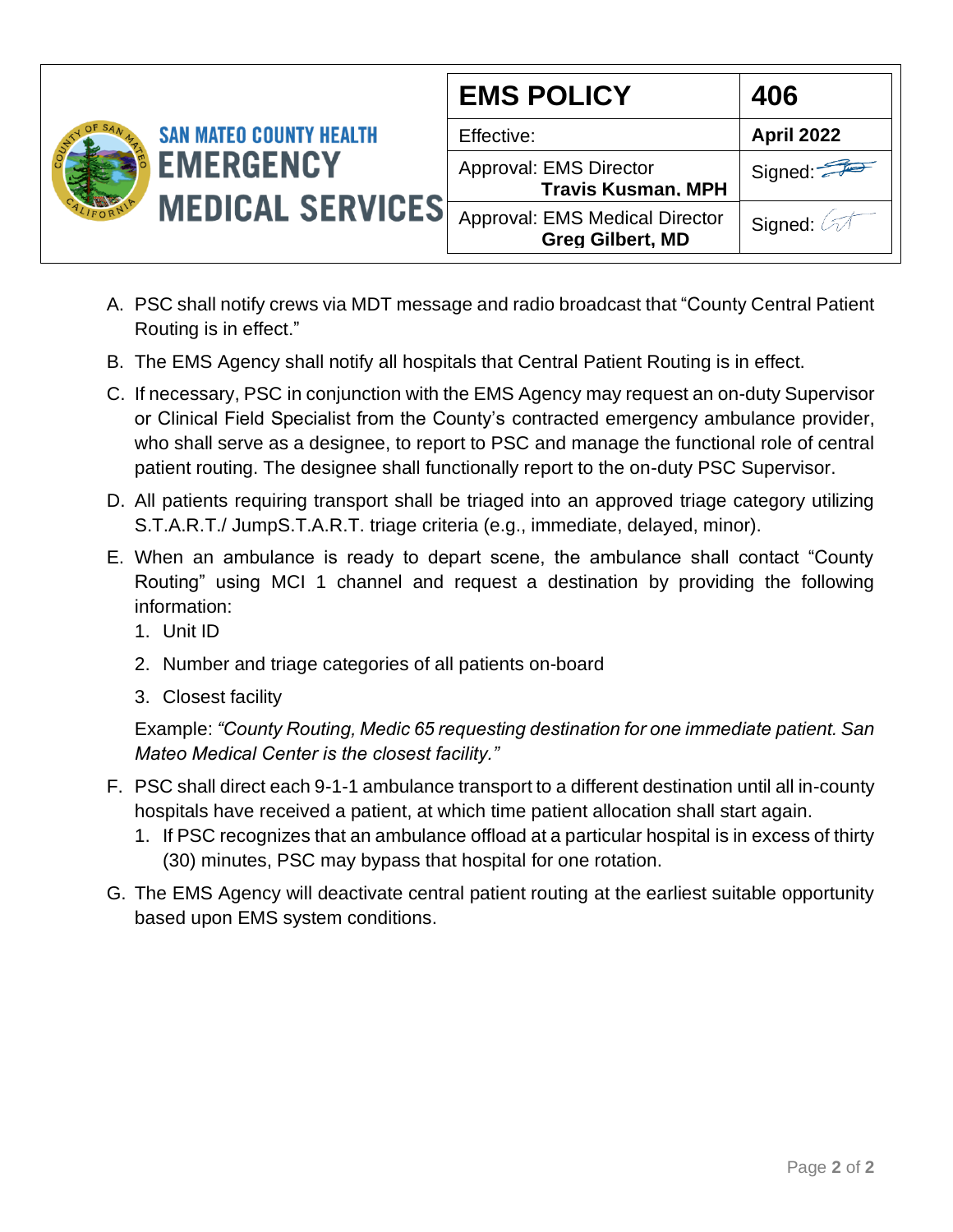A. PSC shall notify crews via MDT message and radio broadcast that "County Central Patient Routing is in effect."

B. The EMS Agency shall notify all hospitals that Central Patient Routing is in effect.

C. If necessary, PSC in conjunction with the EMS Agency may request an on-duty Supervisor or Clinical Field Specialist from the County's contracted emergency ambulance provider, who shall serve as a designee, to report to PSC and manage the functional role of central patient routing. The designee shall functionally report to the on-duty PSC Supervisor.

D. All patients requiring transport shall be triaged into an approved triage category utilizing S.T.A.R.T./ JumpS.T.A.R.T. triage criteria (e.g., immediate, delayed, minor).

E. When an ambulance is ready to depart scene, the ambulance shall contact "County Routing" using MCI 1 channel and request a destination by providing the following information:
   1. Unit ID
   2. Number and triage categories of all patients on-board
   3. Closest facility

   Example: *"County Routing, Medic 65 requesting destination for one immediate patient. San Mateo Medical Center is the closest facility."*

F. PSC shall direct each 9-1-1 ambulance transport to a different destination until all in-county hospitals have received a patient, at which time patient allocation shall start again.
   1. If PSC recognizes that an ambulance offload at a particular hospital is in excess of thirty (30) minutes, PSC may bypass that hospital for one rotation.

G. The EMS Agency will deactivate central patient routing at the earliest suitable opportunity based upon EMS system conditions.